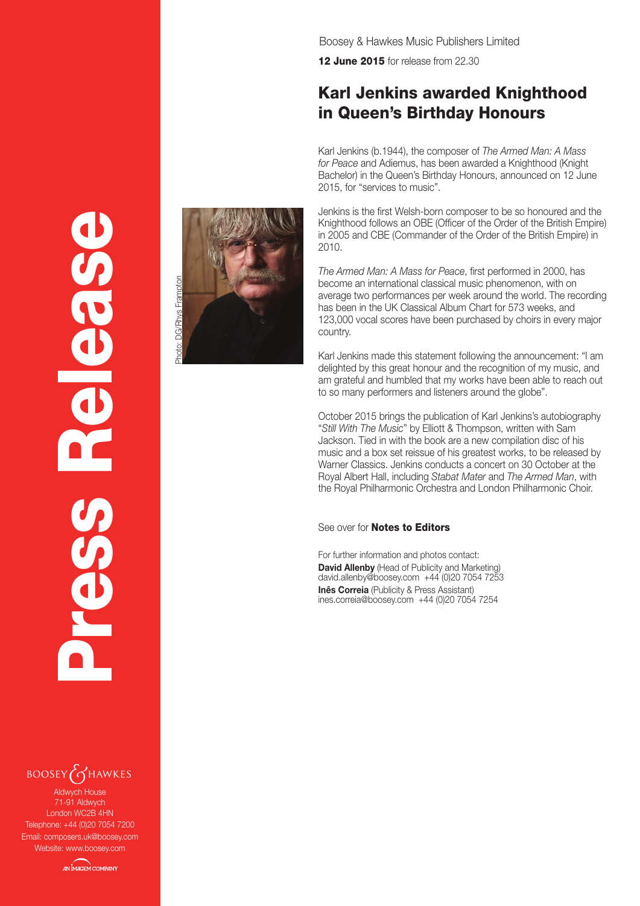# Press Release

Boosey & Hawkes Music Publishers Limited

**12 June 2015** for release from 22.30

## Karl Jenkins awarded Knighthood in Queen's Birthday Honours

Photo: DG/Rhys Frampton

Karl Jenkins (b.1944), the composer of *The Armed Man: A Mass for Peace* and Adiemus, has been awarded a Knighthood (Knight Bachelor) in the Queen's Birthday Honours, announced on 12 June 2015, for "services to music".

Jenkins is the first Welsh-born composer to be so honoured and the Knighthood follows an OBE (Officer of the Order of the British Empire) in 2005 and CBE (Commander of the Order of the British Empire) in 2010.

*The Armed Man: A Mass for Peace*, first performed in 2000, has become an international classical music phenomenon, with on average two performances per week around the world. The recording has been in the UK Classical Album Chart for 573 weeks, and 123,000 vocal scores have been purchased by choirs in every major country.

Karl Jenkins made this statement following the announcement: "I am delighted by this great honour and the recognition of my music, and am grateful and humbled that my works have been able to reach out to so many performers and listeners around the globe".

October 2015 brings the publication of Karl Jenkins's autobiography "*Still With The Music*" by Elliott & Thompson, written with Sam Jackson. Tied in with the book are a new compilation disc of his music and a box set reissue of his greatest works, to be released by Warner Classics. Jenkins conducts a concert on 30 October at the Royal Albert Hall, including *Stabat Mater* and *The Armed Man*, with the Royal Philharmonic Orchestra and London Philharmonic Choir.

See over for **Notes to Editors**

For further information and photos contact:
**David Allenby** (Head of Publicity and Marketing)
david.allenby@boosey.com +44 (0)20 7054 7253
**Inês Correia** (Publicity & Press Assistant)
ines.correia@boosey.com +44 (0)20 7054 7254

BOOSEY & HAWKES
Aldwych House
71-91 Aldwych
London WC2B 4HN
Telephone: +44 (0)20 7054 7200
Email: composers.uk@boosey.com
Website: www.boosey.com

AN IMAGEM COMPANY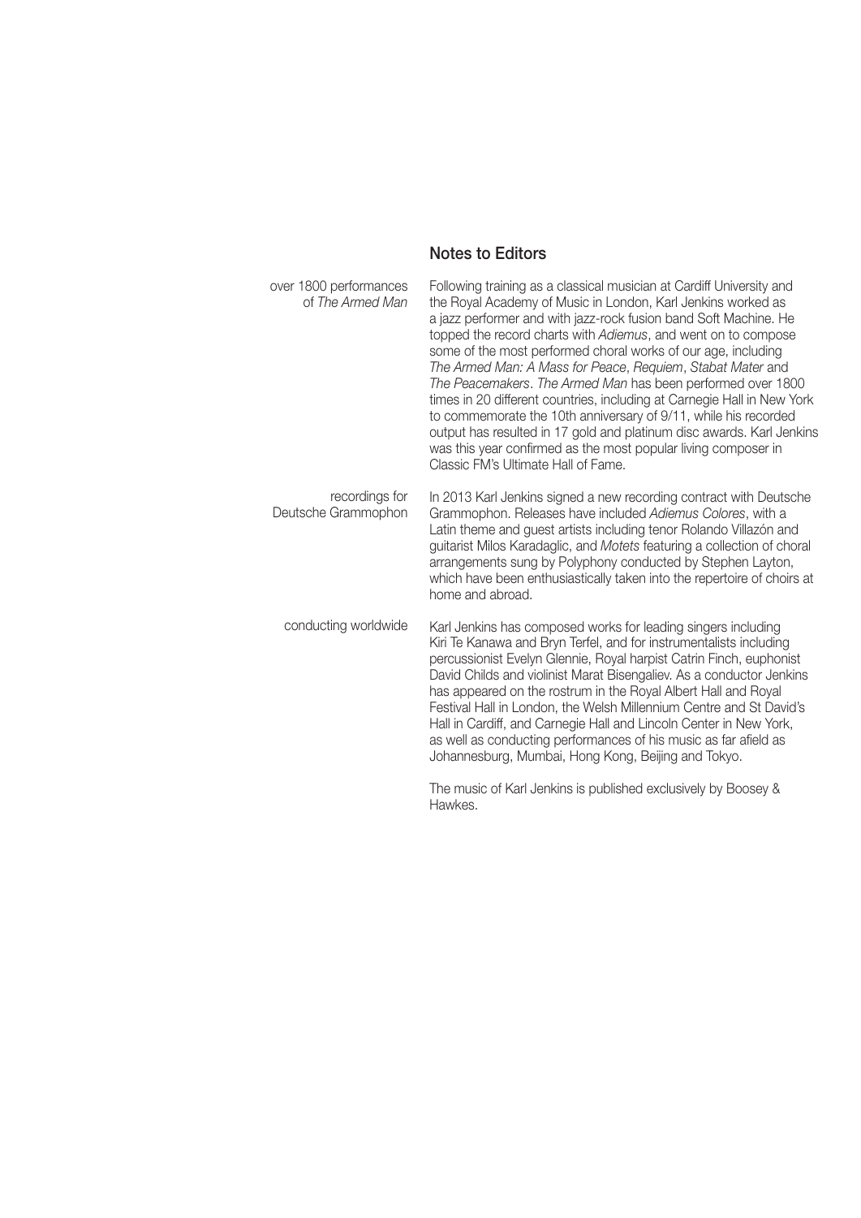## Notes to Editors

over 1800 performances of *The Armed Man*

Following training as a classical musician at Cardiff University and the Royal Academy of Music in London, Karl Jenkins worked as a jazz performer and with jazz-rock fusion band Soft Machine. He topped the record charts with *Adiemus*, and went on to compose some of the most performed choral works of our age, including *The Armed Man: A Mass for Peace*, *Requiem*, *Stabat Mater* and *The Peacemakers*. *The Armed Man* has been performed over 1800 times in 20 different countries, including at Carnegie Hall in New York to commemorate the 10th anniversary of 9/11, while his recorded output has resulted in 17 gold and platinum disc awards. Karl Jenkins was this year confirmed as the most popular living composer in Classic FM's Ultimate Hall of Fame.

recordings for Deutsche Grammophon

In 2013 Karl Jenkins signed a new recording contract with Deutsche Grammophon. Releases have included *Adiemus Colores*, with a Latin theme and guest artists including tenor Rolando Villazón and guitarist Milos Karadaglic, and *Motets* featuring a collection of choral arrangements sung by Polyphony conducted by Stephen Layton, which have been enthusiastically taken into the repertoire of choirs at home and abroad.

conducting worldwide

Karl Jenkins has composed works for leading singers including Kiri Te Kanawa and Bryn Terfel, and for instrumentalists including percussionist Evelyn Glennie, Royal harpist Catrin Finch, euphonist David Childs and violinist Marat Bisengaliev. As a conductor Jenkins has appeared on the rostrum in the Royal Albert Hall and Royal Festival Hall in London, the Welsh Millennium Centre and St David's Hall in Cardiff, and Carnegie Hall and Lincoln Center in New York, as well as conducting performances of his music as far afield as Johannesburg, Mumbai, Hong Kong, Beijing and Tokyo.

The music of Karl Jenkins is published exclusively by Boosey & Hawkes.